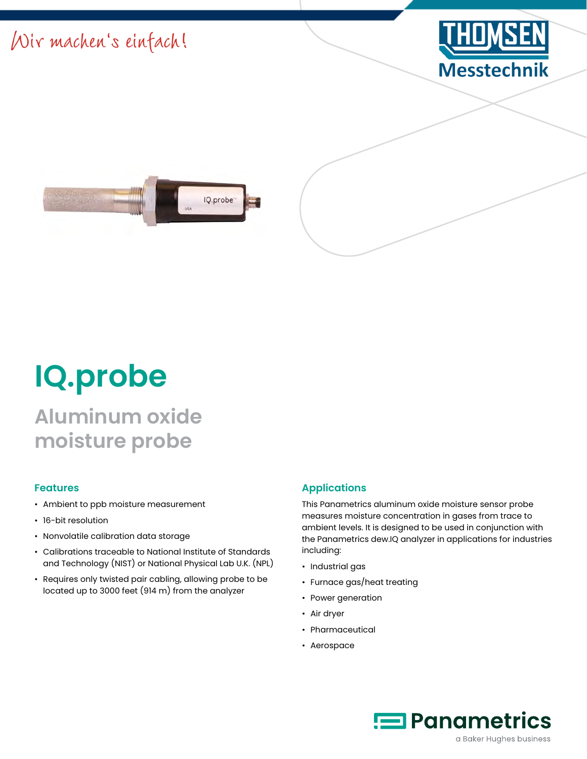Wir machen's einfach!

THOMSEN Messtechnik

# IQ.probe

## Aluminum oxide moisture probe

### Features

- Ambient to ppb moisture measurement
- 16-bit resolution
- Nonvolatile calibration data storage
- Calibrations traceable to National Institute of Standards and Technology (NIST) or National Physical Lab U.K. (NPL)
- Requires only twisted pair cabling, allowing probe to be located up to 3000 feet (914 m) from the analyzer

### Applications

This Panametrics aluminum oxide moisture sensor probe measures moisture concentration in gases from trace to ambient levels. It is designed to be used in conjunction with the Panametrics dew.IQ analyzer in applications for industries including:

- Industrial gas
- Furnace gas/heat treating
- Power generation
- Air dryer
- Pharmaceutical
- Aerospace

Panametrics
a Baker Hughes business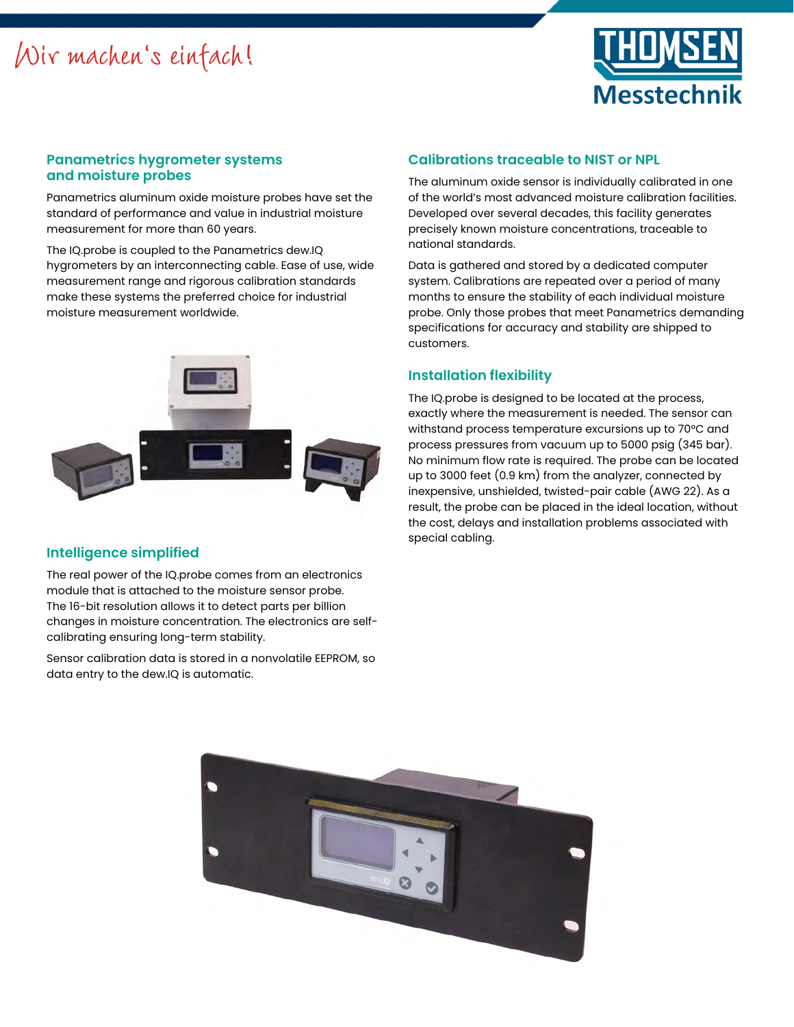## Panametrics hygrometer systems and moisture probes

Panametrics aluminum oxide moisture probes have set the standard of performance and value in industrial moisture measurement for more than 60 years.

The IQ.probe is coupled to the Panametrics dew.IQ hygrometers by an interconnecting cable. Ease of use, wide measurement range and rigorous calibration standards make these systems the preferred choice for industrial moisture measurement worldwide.

## Intelligence simplified

The real power of the IQ.probe comes from an electronics module that is attached to the moisture sensor probe. The 16-bit resolution allows it to detect parts per billion changes in moisture concentration. The electronics are self-calibrating ensuring long-term stability.

Sensor calibration data is stored in a nonvolatile EEPROM, so data entry to the dew.IQ is automatic.

## Calibrations traceable to NIST or NPL

The aluminum oxide sensor is individually calibrated in one of the world's most advanced moisture calibration facilities. Developed over several decades, this facility generates precisely known moisture concentrations, traceable to national standards.

Data is gathered and stored by a dedicated computer system. Calibrations are repeated over a period of many months to ensure the stability of each individual moisture probe. Only those probes that meet Panametrics demanding specifications for accuracy and stability are shipped to customers.

## Installation flexibility

The IQ.probe is designed to be located at the process, exactly where the measurement is needed. The sensor can withstand process temperature excursions up to 70°C and process pressures from vacuum up to 5000 psig (345 bar). No minimum flow rate is required. The probe can be located up to 3000 feet (0.9 km) from the analyzer, connected by inexpensive, unshielded, twisted-pair cable (AWG 22). As a result, the probe can be placed in the ideal location, without the cost, delays and installation problems associated with special cabling.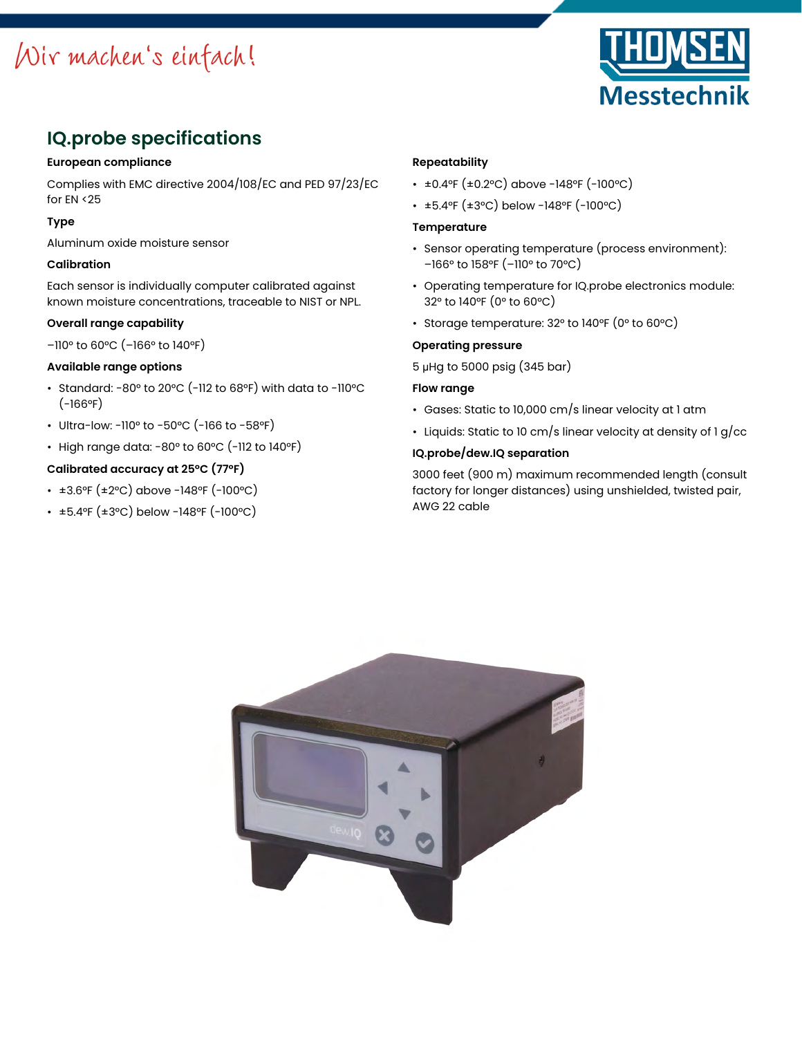## IQ.probe specifications

**European compliance**

Complies with EMC directive 2004/108/EC and PED 97/23/EC for EN <25

**Type**

Aluminum oxide moisture sensor

**Calibration**

Each sensor is individually computer calibrated against known moisture concentrations, traceable to NIST or NPL.

**Overall range capability**

–110° to 60°C (–166° to 140°F)

**Available range options**

- Standard: -80° to 20°C (-112 to 68°F) with data to -110°C (-166°F)
- Ultra-low: -110° to -50°C (-166 to -58°F)
- High range data: -80° to 60°C (-112 to 140°F)

**Calibrated accuracy at 25°C (77°F)**

- ±3.6°F (±2°C) above -148°F (-100°C)
- ±5.4°F (±3°C) below -148°F (-100°C)

**Repeatability**

- ±0.4°F (±0.2°C) above -148°F (-100°C)
- ±5.4°F (±3°C) below -148°F (-100°C)

**Temperature**

- Sensor operating temperature (process environment): –166° to 158°F (–110° to 70°C)
- Operating temperature for IQ.probe electronics module: 32° to 140°F (0° to 60°C)
- Storage temperature: 32° to 140°F (0° to 60°C)

**Operating pressure**

5 μHg to 5000 psig (345 bar)

**Flow range**

- Gases: Static to 10,000 cm/s linear velocity at 1 atm
- Liquids: Static to 10 cm/s linear velocity at density of 1 g/cc

**IQ.probe/dew.IQ separation**

3000 feet (900 m) maximum recommended length (consult factory for longer distances) using unshielded, twisted pair, AWG 22 cable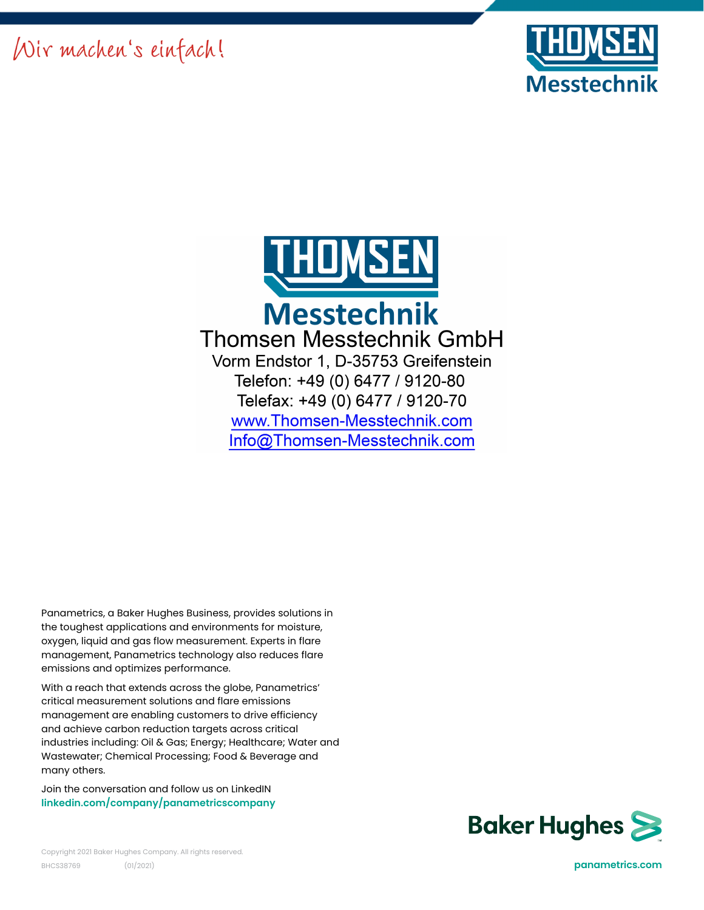Wir machen's einfach!

THOMSEN
Messtechnik

THOMSEN
Messtechnik

Thomsen Messtechnik GmbH
Vorm Endstor 1, D-35753 Greifenstein
Telefon: +49 (0) 6477 / 9120-80
Telefax: +49 (0) 6477 / 9120-70
www.Thomsen-Messtechnik.com
Info@Thomsen-Messtechnik.com

Panametrics, a Baker Hughes Business, provides solutions in the toughest applications and environments for moisture, oxygen, liquid and gas flow measurement. Experts in flare management, Panametrics technology also reduces flare emissions and optimizes performance.

With a reach that extends across the globe, Panametrics' critical measurement solutions and flare emissions management are enabling customers to drive efficiency and achieve carbon reduction targets across critical industries including: Oil & Gas; Energy; Healthcare; Water and Wastewater; Chemical Processing; Food & Beverage and many others.

Join the conversation and follow us on LinkedIN
**linkedin.com/company/panametricscompany**

Baker Hughes

Copyright 2021 Baker Hughes Company. All rights reserved.

BHCS38769 (01/2021)

**panametrics.com**